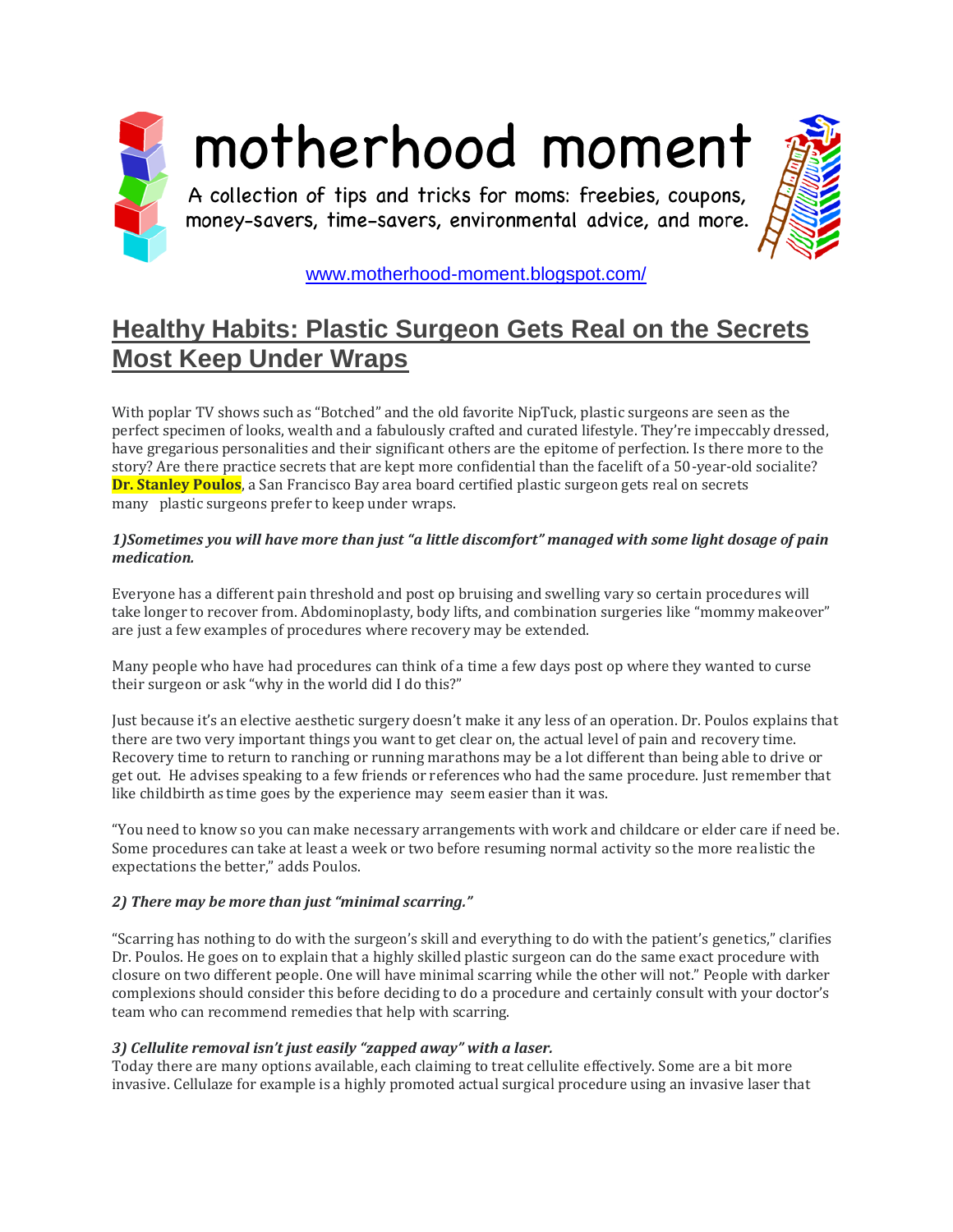# motherhood moment

A collection of tips and tricks for moms: freebies, coupons, money-savers, time-savers, environmental advice, and more.

www.motherhood-moment.blogspot.com/

## Healthy Habits: Plastic Surgeon Gets Real on the Secrets Most Keep Under Wraps

With poplar TV shows such as "Botched" and the old favorite NipTuck, plastic surgeons are seen as the perfect specimen of looks, wealth and a fabulously crafted and curated lifestyle. They're impeccably dressed, have gregarious personalities and their significant others are the epitome of perfection. Is there more to the story? Are there practice secrets that are kept more confidential than the facelift of a 50-year-old socialite? **Dr. Stanley Poulos**, a San Francisco Bay area board certified plastic surgeon gets real on secrets many plastic surgeons prefer to keep under wraps.

***1)Sometimes you will have more than just "a little discomfort" managed with some light dosage of pain medication.***

Everyone has a different pain threshold and post op bruising and swelling vary so certain procedures will take longer to recover from. Abdominoplasty, body lifts, and combination surgeries like "mommy makeover" are just a few examples of procedures where recovery may be extended.

Many people who have had procedures can think of a time a few days post op where they wanted to curse their surgeon or ask "why in the world did I do this?"

Just because it's an elective aesthetic surgery doesn't make it any less of an operation. Dr. Poulos explains that there are two very important things you want to get clear on, the actual level of pain and recovery time. Recovery time to return to ranching or running marathons may be a lot different than being able to drive or get out. He advises speaking to a few friends or references who had the same procedure. Just remember that like childbirth as time goes by the experience may seem easier than it was.

"You need to know so you can make necessary arrangements with work and childcare or elder care if need be. Some procedures can take at least a week or two before resuming normal activity so the more realistic the expectations the better," adds Poulos.

***2) There may be more than just "minimal scarring."***

"Scarring has nothing to do with the surgeon's skill and everything to do with the patient's genetics," clarifies Dr. Poulos. He goes on to explain that a highly skilled plastic surgeon can do the same exact procedure with closure on two different people. One will have minimal scarring while the other will not." People with darker complexions should consider this before deciding to do a procedure and certainly consult with your doctor's team who can recommend remedies that help with scarring.

***3) Cellulite removal isn't just easily "zapped away" with a laser.***

Today there are many options available, each claiming to treat cellulite effectively. Some are a bit more invasive. Cellulaze for example is a highly promoted actual surgical procedure using an invasive laser that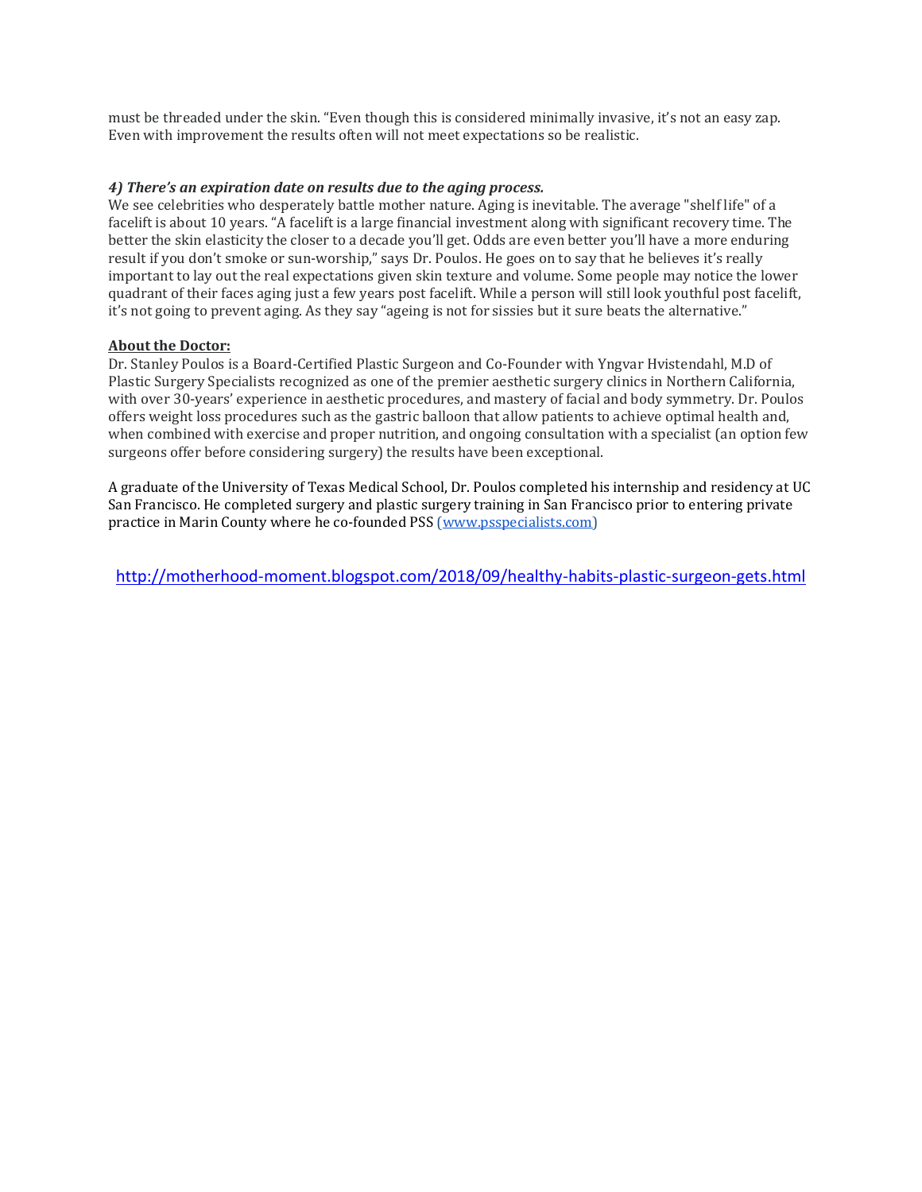must be threaded under the skin. “Even though this is considered minimally invasive, it’s not an easy zap. Even with improvement the results often will not meet expectations so be realistic.

***4) There’s an expiration date on results due to the aging process.***

We see celebrities who desperately battle mother nature. Aging is inevitable. The average "shelf life" of a facelift is about 10 years. “A facelift is a large financial investment along with significant recovery time. The better the skin elasticity the closer to a decade you’ll get. Odds are even better you’ll have a more enduring result if you don’t smoke or sun-worship,” says Dr. Poulos. He goes on to say that he believes it’s really important to lay out the real expectations given skin texture and volume. Some people may notice the lower quadrant of their faces aging just a few years post facelift. While a person will still look youthful post facelift, it’s not going to prevent aging. As they say “ageing is not for sissies but it sure beats the alternative.”

**About the Doctor:**

Dr. Stanley Poulos is a Board-Certified Plastic Surgeon and Co-Founder with Yngvar Hvistendahl, M.D of Plastic Surgery Specialists recognized as one of the premier aesthetic surgery clinics in Northern California, with over 30-years’ experience in aesthetic procedures, and mastery of facial and body symmetry. Dr. Poulos offers weight loss procedures such as the gastric balloon that allow patients to achieve optimal health and, when combined with exercise and proper nutrition, and ongoing consultation with a specialist (an option few surgeons offer before considering surgery) the results have been exceptional.

A graduate of the University of Texas Medical School, Dr. Poulos completed his internship and residency at UC San Francisco. He completed surgery and plastic surgery training in San Francisco prior to entering private practice in Marin County where he co-founded PSS (www.psspecialists.com)

http://motherhood-moment.blogspot.com/2018/09/healthy-habits-plastic-surgeon-gets.html